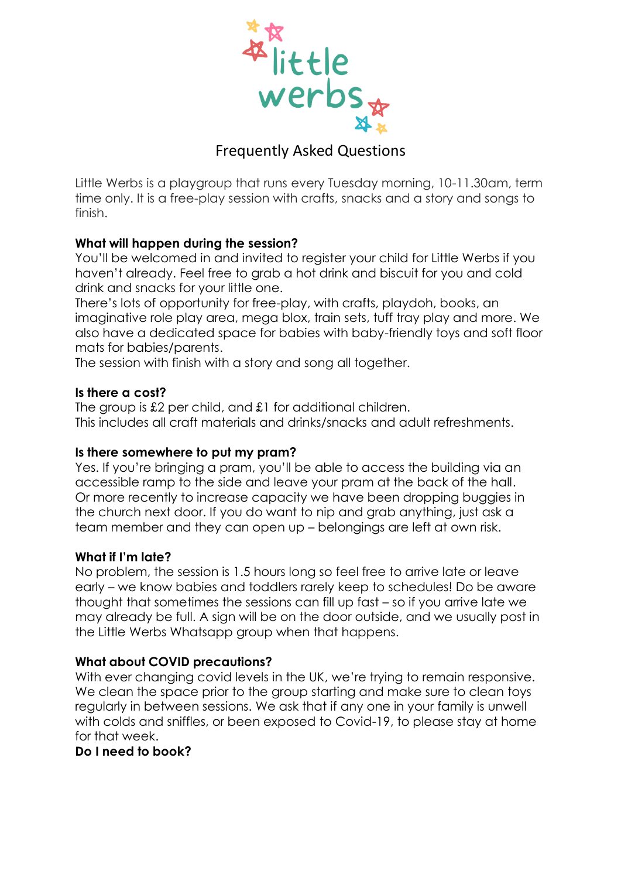# little werbs

## Frequently Asked Questions

Little Werbs is a playgroup that runs every Tuesday morning, 10-11.30am, term time only. It is a free-play session with crafts, snacks and a story and songs to finish.

**What will happen during the session?**
You'll be welcomed in and invited to register your child for Little Werbs if you haven't already. Feel free to grab a hot drink and biscuit for you and cold drink and snacks for your little one.
There's lots of opportunity for free-play, with crafts, playdoh, books, an imaginative role play area, mega blox, train sets, tuff tray play and more. We also have a dedicated space for babies with baby-friendly toys and soft floor mats for babies/parents.
The session with finish with a story and song all together.

**Is there a cost?**
The group is £2 per child, and £1 for additional children.
This includes all craft materials and drinks/snacks and adult refreshments.

**Is there somewhere to put my pram?**
Yes. If you're bringing a pram, you'll be able to access the building via an accessible ramp to the side and leave your pram at the back of the hall. Or more recently to increase capacity we have been dropping buggies in the church next door. If you do want to nip and grab anything, just ask a team member and they can open up – belongings are left at own risk.

**What if I'm late?**
No problem, the session is 1.5 hours long so feel free to arrive late or leave early – we know babies and toddlers rarely keep to schedules! Do be aware thought that sometimes the sessions can fill up fast – so if you arrive late we may already be full. A sign will be on the door outside, and we usually post in the Little Werbs Whatsapp group when that happens.

**What about COVID precautions?**
With ever changing covid levels in the UK, we're trying to remain responsive. We clean the space prior to the group starting and make sure to clean toys regularly in between sessions. We ask that if any one in your family is unwell with colds and sniffles, or been exposed to Covid-19, to please stay at home for that week.

**Do I need to book?**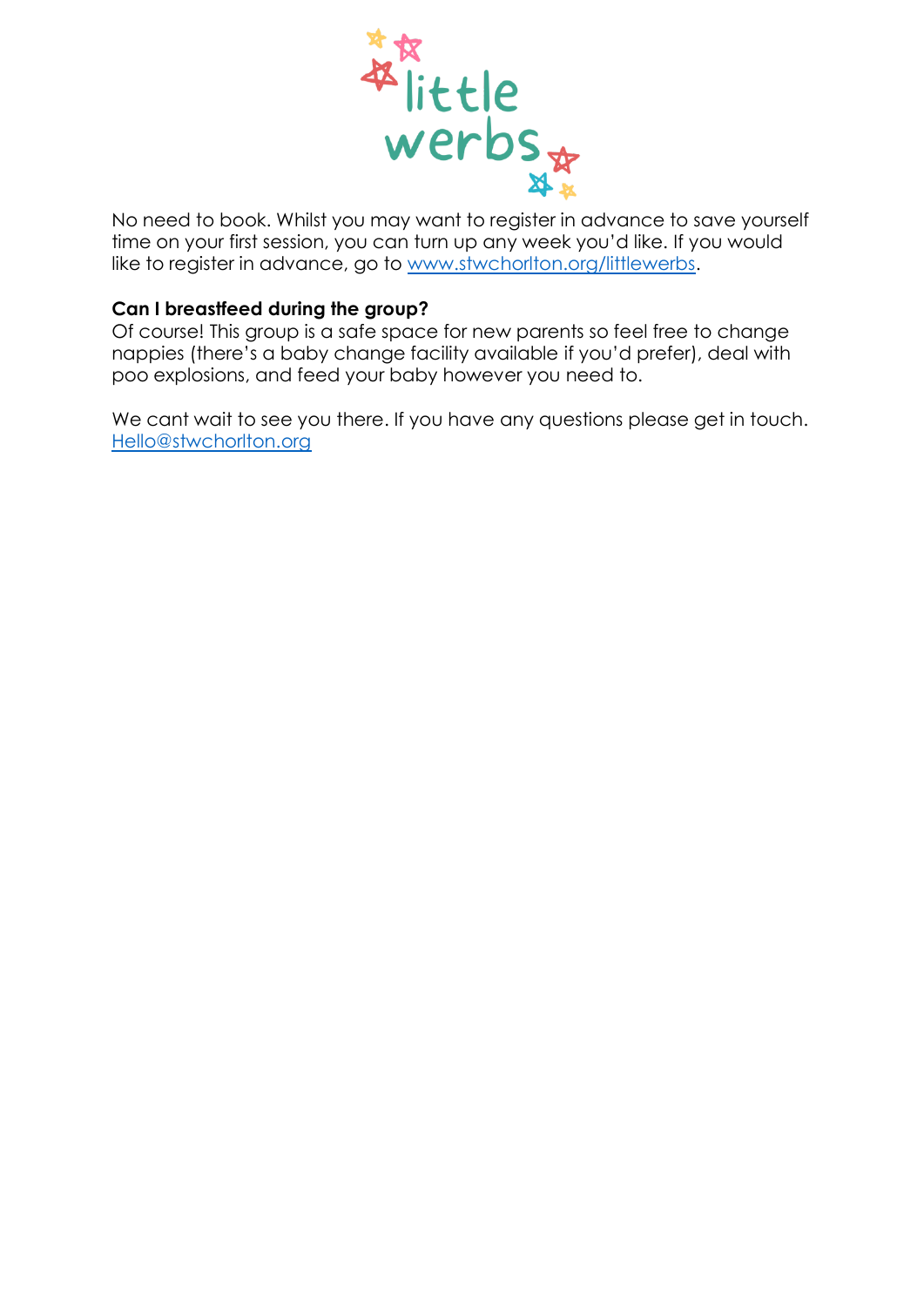No need to book. Whilst you may want to register in advance to save yourself time on your first session, you can turn up any week you'd like. If you would like to register in advance, go to [www.stwchorlton.org/littlewerbs](http://www.stwchorlton.org/littlewerbs).

**Can I breastfeed during the group?**
Of course! This group is a safe space for new parents so feel free to change nappies (there's a baby change facility available if you'd prefer), deal with poo explosions, and feed your baby however you need to.

We cant wait to see you there. If you have any questions please get in touch. [Hello@stwchorlton.org](mailto:Hello@stwchorlton.org)